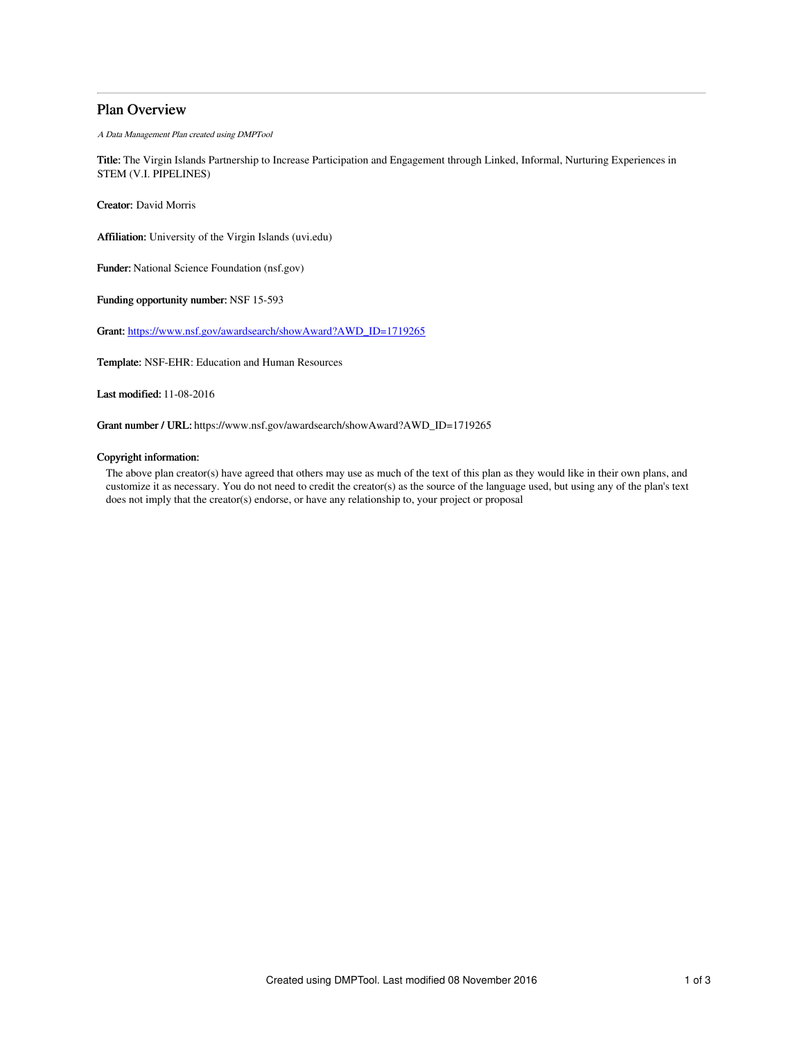# Plan Overview

*A Data Management Plan created using DMPTool*

**Title:** The Virgin Islands Partnership to Increase Participation and Engagement through Linked, Informal, Nurturing Experiences in STEM (V.I. PIPELINES)

**Creator:** David Morris

**Affiliation:** University of the Virgin Islands (uvi.edu)

**Funder:** National Science Foundation (nsf.gov)

**Funding opportunity number:** NSF 15-593

**Grant:** [https://www.nsf.gov/awardsearch/showAward?AWD_ID=1719265](https://www.nsf.gov/awardsearch/showAward?AWD_ID=1719265)

**Template:** NSF-EHR: Education and Human Resources

**Last modified:** 11-08-2016

**Grant number / URL:** https://www.nsf.gov/awardsearch/showAward?AWD_ID=1719265

**Copyright information:**

The above plan creator(s) have agreed that others may use as much of the text of this plan as they would like in their own plans, and customize it as necessary. You do not need to credit the creator(s) as the source of the language used, but using any of the plan's text does not imply that the creator(s) endorse, or have any relationship to, your project or proposal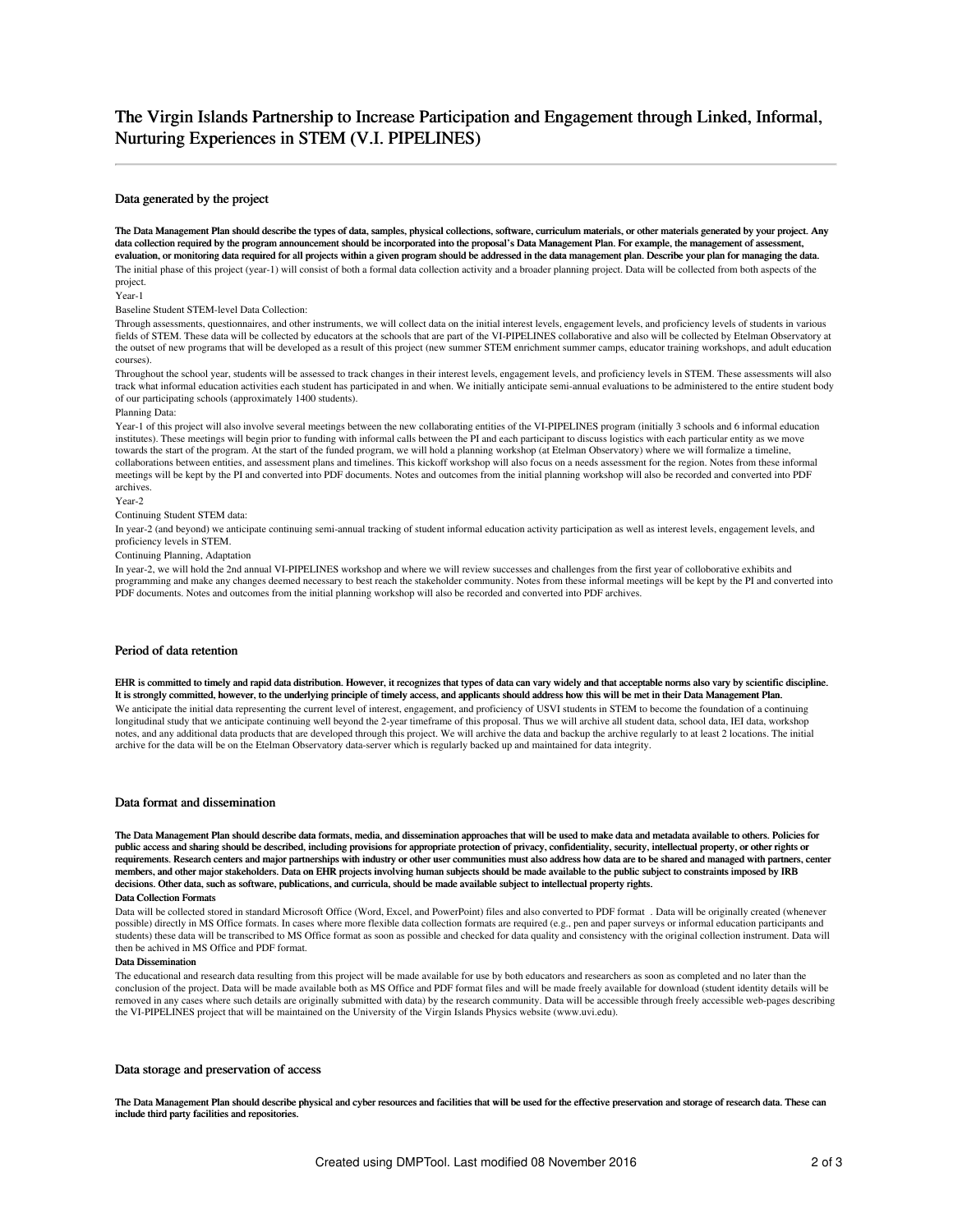# The Virgin Islands Partnership to Increase Participation and Engagement through Linked, Informal, Nurturing Experiences in STEM (V.I. PIPELINES)

## Data generated by the project

**The Data Management Plan should describe the types of data, samples, physical collections, software, curriculum materials, or other materials generated by your project. Any data collection required by the program announcement should be incorporated into the proposal's Data Management Plan. For example, the management of assessment, evaluation, or monitoring data required for all projects within a given program should be addressed in the data management plan. Describe your plan for managing the data.**

The initial phase of this project (year-1) will consist of both a formal data collection activity and a broader planning project. Data will be collected from both aspects of the project.

Year-1

Baseline Student STEM-level Data Collection:

Through assessments, questionnaires, and other instruments, we will collect data on the initial interest levels, engagement levels, and proficiency levels of students in various fields of STEM. These data will be collected by educators at the schools that are part of the VI-PIPELINES collaborative and also will be collected by Etelman Observatory at the outset of new programs that will be developed as a result of this project (new summer STEM enrichment summer camps, educator training workshops, and adult education courses).

Throughout the school year, students will be assessed to track changes in their interest levels, engagement levels, and proficiency levels in STEM. These assessments will also track what informal education activities each student has participated in and when. We initially anticipate semi-annual evaluations to be administered to the entire student body of our participating schools (approximately 1400 students).

Planning Data:

Year-1 of this project will also involve several meetings between the new collaborating entities of the VI-PIPELINES program (initially 3 schools and 6 informal education institutes). These meetings will begin prior to funding with informal calls between the PI and each participant to discuss logistics with each particular entity as we move towards the start of the program. At the start of the funded program, we will hold a planning workshop (at Etelman Observatory) where we will formalize a timeline, collaborations between entities, and assessment plans and timelines. This kickoff workshop will also focus on a needs assessment for the region. Notes from these informal meetings will be kept by the PI and converted into PDF documents. Notes and outcomes from the initial planning workshop will also be recorded and converted into PDF archives.

Year-2

Continuing Student STEM data:

In year-2 (and beyond) we anticipate continuing semi-annual tracking of student informal education activity participation as well as interest levels, engagement levels, and proficiency levels in STEM.

Continuing Planning, Adaptation

In year-2, we will hold the 2nd annual VI-PIPELINES workshop and where we will review successes and challenges from the first year of colloborative exhibits and programming and make any changes deemed necessary to best reach the stakeholder community. Notes from these informal meetings will be kept by the PI and converted into PDF documents. Notes and outcomes from the initial planning workshop will also be recorded and converted into PDF archives.

## Period of data retention

**EHR is committed to timely and rapid data distribution. However, it recognizes that types of data can vary widely and that acceptable norms also vary by scientific discipline. It is strongly committed, however, to the underlying principle of timely access, and applicants should address how this will be met in their Data Management Plan.**

We anticipate the initial data representing the current level of interest, engagement, and proficiency of USVI students in STEM to become the foundation of a continuing longitudinal study that we anticipate continuing well beyond the 2-year timeframe of this proposal. Thus we will archive all student data, school data, IEI data, workshop notes, and any additional data products that are developed through this project. We will archive the data and backup the archive regularly to at least 2 locations. The initial archive for the data will be on the Etelman Observatory data-server which is regularly backed up and maintained for data integrity.

## Data format and dissemination

**The Data Management Plan should describe data formats, media, and dissemination approaches that will be used to make data and metadata available to others. Policies for public access and sharing should be described, including provisions for appropriate protection of privacy, confidentiality, security, intellectual property, or other rights or requirements. Research centers and major partnerships with industry or other user communities must also address how data are to be shared and managed with partners, center members, and other major stakeholders. Data on EHR projects involving human subjects should be made available to the public subject to constraints imposed by IRB decisions. Other data, such as software, publications, and curricula, should be made available subject to intellectual property rights.**

**Data Collection Formats**

Data will be collected stored in standard Microsoft Office (Word, Excel, and PowerPoint) files and also converted to PDF format . Data will be originally created (whenever possible) directly in MS Office formats. In cases where more flexible data collection formats are required (e.g., pen and paper surveys or informal education participants and students) these data will be transcribed to MS Office format as soon as possible and checked for data quality and consistency with the original collection instrument. Data will then be achived in MS Office and PDF format.

**Data Dissemination**

The educational and research data resulting from this project will be made available for use by both educators and researchers as soon as completed and no later than the conclusion of the project. Data will be made available both as MS Office and PDF format files and will be made freely available for download (student identity details will be removed in any cases where such details are originally submitted with data) by the research community. Data will be accessible through freely accessible web-pages describing the VI-PIPELINES project that will be maintained on the University of the Virgin Islands Physics website (www.uvi.edu).

## Data storage and preservation of access

**The Data Management Plan should describe physical and cyber resources and facilities that will be used for the effective preservation and storage of research data. These can include third party facilities and repositories.**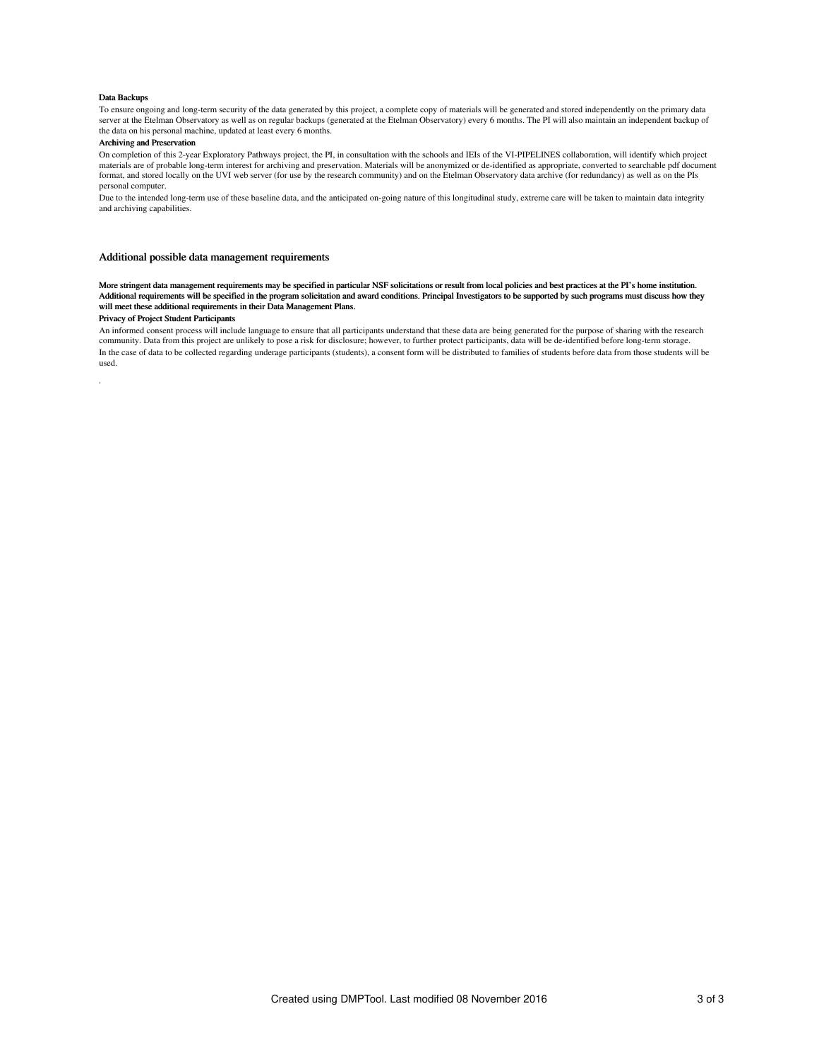### Data Backups

To ensure ongoing and long-term security of the data generated by this project, a complete copy of materials will be generated and stored independently on the primary data server at the Etelman Observatory as well as on regular backups (generated at the Etelman Observatory) every 6 months. The PI will also maintain an independent backup of the data on his personal machine, updated at least every 6 months.

### Archiving and Preservation

On completion of this 2-year Exploratory Pathways project, the PI, in consultation with the schools and IEIs of the VI-PIPELINES collaboration, will identify which project materials are of probable long-term interest for archiving and preservation. Materials will be anonymized or de-identified as appropriate, converted to searchable pdf document format, and stored locally on the UVI web server (for use by the research community) and on the Etelman Observatory data archive (for redundancy) as well as on the PIs personal computer.

Due to the intended long-term use of these baseline data, and the anticipated on-going nature of this longitudinal study, extreme care will be taken to maintain data integrity and archiving capabilities.

## Additional possible data management requirements

**More stringent data management requirements may be specified in particular NSF solicitations or result from local policies and best practices at the PI's home institution. Additional requirements will be specified in the program solicitation and award conditions. Principal Investigators to be supported by such programs must discuss how they will meet these additional requirements in their Data Management Plans.**

### Privacy of Project Student Participants

An informed consent process will include language to ensure that all participants understand that these data are being generated for the purpose of sharing with the research community. Data from this project are unlikely to pose a risk for disclosure; however, to further protect participants, data will be de-identified before long-term storage.

In the case of data to be collected regarding underage participants (students), a consent form will be distributed to families of students before data from those students will be used.

Created using DMPTool. Last modified 08 November 2016